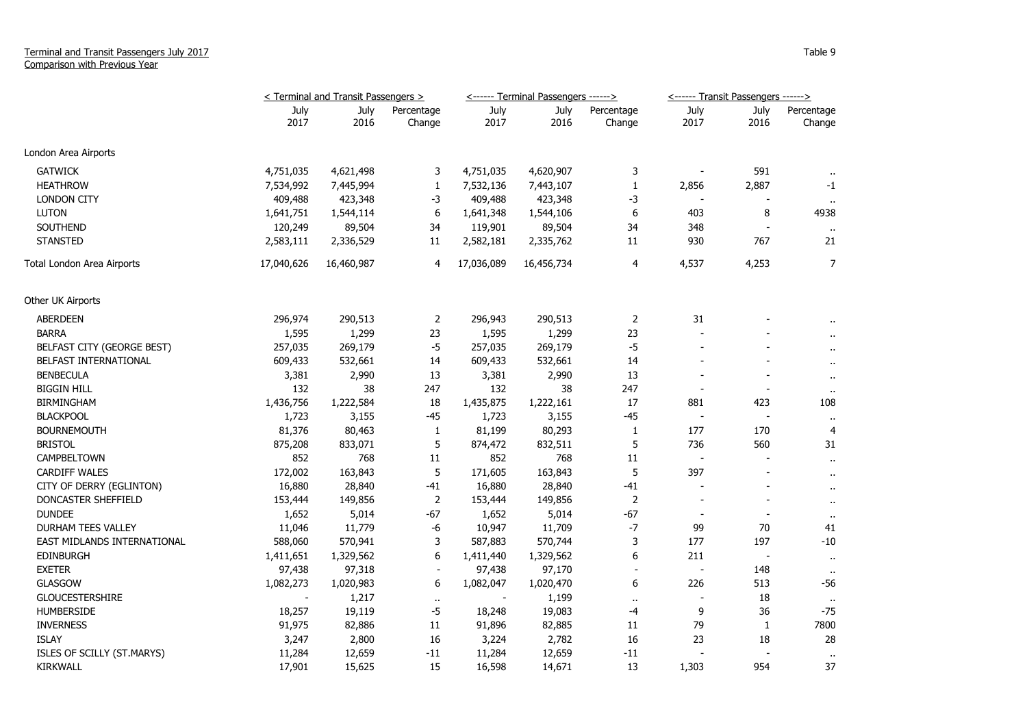Terminal and Transit Passengers July 2017
Comparison with Previous Year

Table 9

| | < Terminal and Transit Passengers > | | | <------ Terminal Passengers ------> | | | <------ Transit Passengers ------> | | |
|---|---|---|---|---|---|---|---|---|---|
| | July 2017 | July 2016 | Percentage Change | July 2017 | July 2016 | Percentage Change | July 2017 | July 2016 | Percentage Change |
| London Area Airports | | | | | | | | | |
| GATWICK | 4,751,035 | 4,621,498 | 3 | 4,751,035 | 4,620,907 | 3 | - | 591 | .. |
| HEATHROW | 7,534,992 | 7,445,994 | 1 | 7,532,136 | 7,443,107 | 1 | 2,856 | 2,887 | -1 |
| LONDON CITY | 409,488 | 423,348 | -3 | 409,488 | 423,348 | -3 | - | - | .. |
| LUTON | 1,641,751 | 1,544,114 | 6 | 1,641,348 | 1,544,106 | 6 | 403 | 8 | 4938 |
| SOUTHEND | 120,249 | 89,504 | 34 | 119,901 | 89,504 | 34 | 348 | - | .. |
| STANSTED | 2,583,111 | 2,336,529 | 11 | 2,582,181 | 2,335,762 | 11 | 930 | 767 | 21 |
| Total London Area Airports | 17,040,626 | 16,460,987 | 4 | 17,036,089 | 16,456,734 | 4 | 4,537 | 4,253 | 7 |
| Other UK Airports | | | | | | | | | |
| ABERDEEN | 296,974 | 290,513 | 2 | 296,943 | 290,513 | 2 | 31 | - | .. |
| BARRA | 1,595 | 1,299 | 23 | 1,595 | 1,299 | 23 | - | - | .. |
| BELFAST CITY (GEORGE BEST) | 257,035 | 269,179 | -5 | 257,035 | 269,179 | -5 | - | - | .. |
| BELFAST INTERNATIONAL | 609,433 | 532,661 | 14 | 609,433 | 532,661 | 14 | - | - | .. |
| BENBECULA | 3,381 | 2,990 | 13 | 3,381 | 2,990 | 13 | - | - | .. |
| BIGGIN HILL | 132 | 38 | 247 | 132 | 38 | 247 | - | - | .. |
| BIRMINGHAM | 1,436,756 | 1,222,584 | 18 | 1,435,875 | 1,222,161 | 17 | 881 | 423 | 108 |
| BLACKPOOL | 1,723 | 3,155 | -45 | 1,723 | 3,155 | -45 | - | - | .. |
| BOURNEMOUTH | 81,376 | 80,463 | 1 | 81,199 | 80,293 | 1 | 177 | 170 | 4 |
| BRISTOL | 875,208 | 833,071 | 5 | 874,472 | 832,511 | 5 | 736 | 560 | 31 |
| CAMPBELTOWN | 852 | 768 | 11 | 852 | 768 | 11 | - | - | .. |
| CARDIFF WALES | 172,002 | 163,843 | 5 | 171,605 | 163,843 | 5 | 397 | - | .. |
| CITY OF DERRY (EGLINTON) | 16,880 | 28,840 | -41 | 16,880 | 28,840 | -41 | - | - | .. |
| DONCASTER SHEFFIELD | 153,444 | 149,856 | 2 | 153,444 | 149,856 | 2 | - | - | .. |
| DUNDEE | 1,652 | 5,014 | -67 | 1,652 | 5,014 | -67 | - | - | .. |
| DURHAM TEES VALLEY | 11,046 | 11,779 | -6 | 10,947 | 11,709 | -7 | 99 | 70 | 41 |
| EAST MIDLANDS INTERNATIONAL | 588,060 | 570,941 | 3 | 587,883 | 570,744 | 3 | 177 | 197 | -10 |
| EDINBURGH | 1,411,651 | 1,329,562 | 6 | 1,411,440 | 1,329,562 | 6 | 211 | - | .. |
| EXETER | 97,438 | 97,318 | - | 97,438 | 97,170 | - | - | 148 | .. |
| GLASGOW | 1,082,273 | 1,020,983 | 6 | 1,082,047 | 1,020,470 | 6 | 226 | 513 | -56 |
| GLOUCESTERSHIRE | - | 1,217 | .. | - | 1,199 | .. | - | 18 | .. |
| HUMBERSIDE | 18,257 | 19,119 | -5 | 18,248 | 19,083 | -4 | 9 | 36 | -75 |
| INVERNESS | 91,975 | 82,886 | 11 | 91,896 | 82,885 | 11 | 79 | 1 | 7800 |
| ISLAY | 3,247 | 2,800 | 16 | 3,224 | 2,782 | 16 | 23 | 18 | 28 |
| ISLES OF SCILLY (ST.MARYS) | 11,284 | 12,659 | -11 | 11,284 | 12,659 | -11 | - | - | .. |
| KIRKWALL | 17,901 | 15,625 | 15 | 16,598 | 14,671 | 13 | 1,303 | 954 | 37 |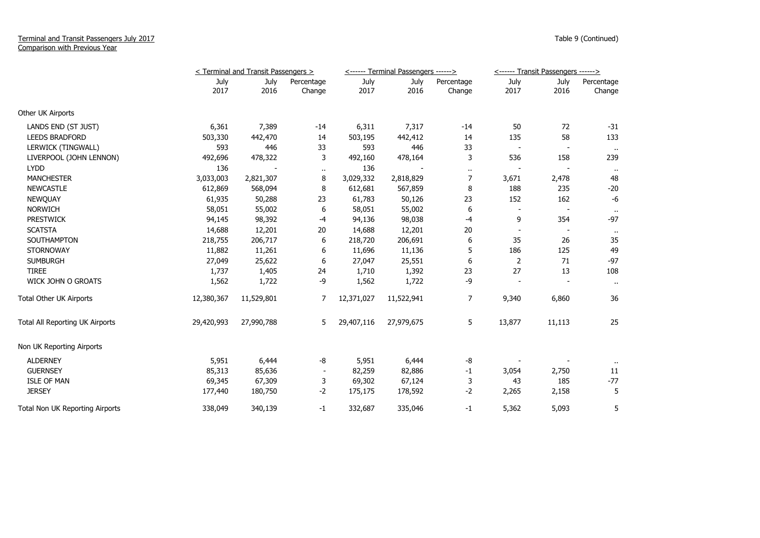Terminal and Transit Passengers July 2017
Comparison with Previous Year

Table 9 (Continued)

| | < Terminal and Transit Passengers > | | | <------ Terminal Passengers ------> | | | <------ Transit Passengers ------> | | |
|---|---|---|---|---|---|---|---|---|---|
| | July 2017 | July 2016 | Percentage Change | July 2017 | July 2016 | Percentage Change | July 2017 | July 2016 | Percentage Change |
| Other UK Airports | | | | | | | | | |
| LANDS END (ST JUST) | 6,361 | 7,389 | -14 | 6,311 | 7,317 | -14 | 50 | 72 | -31 |
| LEEDS BRADFORD | 503,330 | 442,470 | 14 | 503,195 | 442,412 | 14 | 135 | 58 | 133 |
| LERWICK (TINGWALL) | 593 | 446 | 33 | 593 | 446 | 33 | - | - | .. |
| LIVERPOOL (JOHN LENNON) | 492,696 | 478,322 | 3 | 492,160 | 478,164 | 3 | 536 | 158 | 239 |
| LYDD | 136 | - | .. | 136 | - | .. | - | - | .. |
| MANCHESTER | 3,033,003 | 2,821,307 | 8 | 3,029,332 | 2,818,829 | 7 | 3,671 | 2,478 | 48 |
| NEWCASTLE | 612,869 | 568,094 | 8 | 612,681 | 567,859 | 8 | 188 | 235 | -20 |
| NEWQUAY | 61,935 | 50,288 | 23 | 61,783 | 50,126 | 23 | 152 | 162 | -6 |
| NORWICH | 58,051 | 55,002 | 6 | 58,051 | 55,002 | 6 | - | - | .. |
| PRESTWICK | 94,145 | 98,392 | -4 | 94,136 | 98,038 | -4 | 9 | 354 | -97 |
| SCATSTA | 14,688 | 12,201 | 20 | 14,688 | 12,201 | 20 | - | - | .. |
| SOUTHAMPTON | 218,755 | 206,717 | 6 | 218,720 | 206,691 | 6 | 35 | 26 | 35 |
| STORNOWAY | 11,882 | 11,261 | 6 | 11,696 | 11,136 | 5 | 186 | 125 | 49 |
| SUMBURGH | 27,049 | 25,622 | 6 | 27,047 | 25,551 | 6 | 2 | 71 | -97 |
| TIREE | 1,737 | 1,405 | 24 | 1,710 | 1,392 | 23 | 27 | 13 | 108 |
| WICK JOHN O GROATS | 1,562 | 1,722 | -9 | 1,562 | 1,722 | -9 | - | - | .. |
| Total Other UK Airports | 12,380,367 | 11,529,801 | 7 | 12,371,027 | 11,522,941 | 7 | 9,340 | 6,860 | 36 |
| Total All Reporting UK Airports | 29,420,993 | 27,990,788 | 5 | 29,407,116 | 27,979,675 | 5 | 13,877 | 11,113 | 25 |
| Non UK Reporting Airports | | | | | | | | | |
| ALDERNEY | 5,951 | 6,444 | -8 | 5,951 | 6,444 | -8 | - | - | .. |
| GUERNSEY | 85,313 | 85,636 | - | 82,259 | 82,886 | -1 | 3,054 | 2,750 | 11 |
| ISLE OF MAN | 69,345 | 67,309 | 3 | 69,302 | 67,124 | 3 | 43 | 185 | -77 |
| JERSEY | 177,440 | 180,750 | -2 | 175,175 | 178,592 | -2 | 2,265 | 2,158 | 5 |
| Total Non UK Reporting Airports | 338,049 | 340,139 | -1 | 332,687 | 335,046 | -1 | 5,362 | 5,093 | 5 |